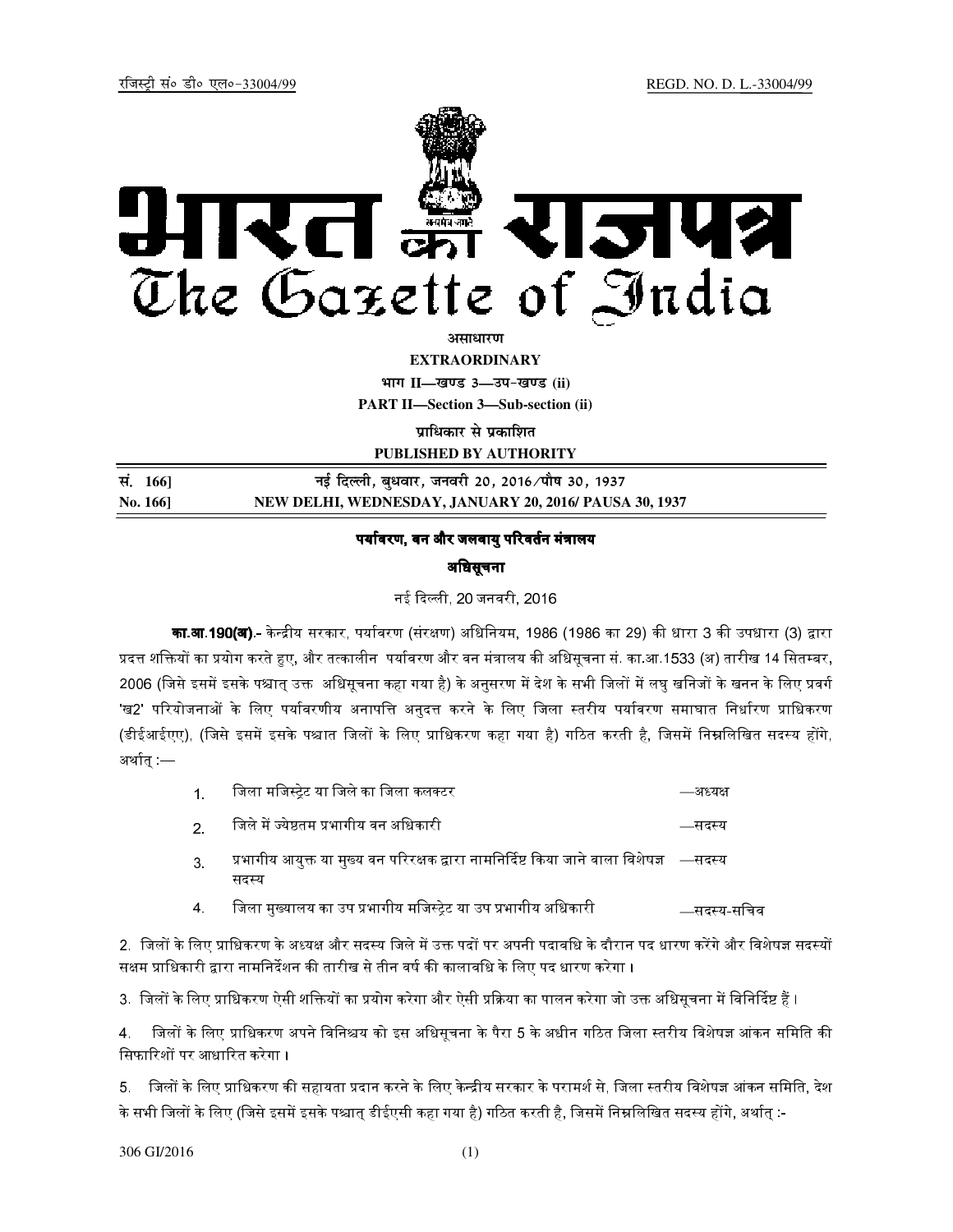रजिस्ट्री सं० डी० एल०-33004/99 REGD. NO. D. L.-33004/99

# भारत का राजपत्र
# The Gazette of India

**असाधारण**

**EXTRAORDINARY**

**भाग II—खण्ड 3—उप-खण्ड (ii)**

**PART II—Section 3—Sub-section (ii)**

**प्राधिकार से प्रकाशित**

**PUBLISHED BY AUTHORITY**

| | |
|---|---|
| **सं. 166]** | **नई दिल्ली, बुधवार, जनवरी 20, 2016/पौष 30, 1937** |
| **No. 166]** | **NEW DELHI, WEDNESDAY, JANUARY 20, 2016/ PAUSA 30, 1937** |

## पर्यावरण, वन और जलवायु परिवर्तन मंत्रालय

### अधिसूचना

नई दिल्ली, 20 जनवरी, 2016

**का.आ.190(अ).-** केन्द्रीय सरकार, पर्यावरण (संरक्षण) अधिनियम, 1986 (1986 का 29) की धारा 3 की उपधारा (3) द्वारा प्रदत्त शक्तियों का प्रयोग करते हुए, और तत्कालीन पर्यावरण और वन मंत्रालय की अधिसूचना सं. का.आ.1533 (अ) तारीख 14 सितम्बर, 2006 (जिसे इसमें इसके पश्चात् उक्त अधिसूचना कहा गया है) के अनुसरण में देश के सभी जिलों में लघु खनिजों के खनन के लिए प्रवर्ग 'ख2' परियोजनाओं के लिए पर्यावरणीय अनापत्ति अनुदत्त करने के लिए जिला स्तरीय पर्यावरण समाघात निर्धारण प्राधिकरण (डीईआईएए), (जिसे इसमें इसके पश्चात जिलों के लिए प्राधिकरण कहा गया है) गठित करती है, जिसमें निम्नलिखित सदस्य होंगे, अर्थात् :—

| | | |
|---|---|---|
| 1. | जिला मजिस्ट्रेट या जिले का जिला कलक्टर | —अध्यक्ष |
| 2. | जिले में ज्येष्ठतम प्रभागीय वन अधिकारी | —सदस्य |
| 3. | प्रभागीय आयुक्त या मुख्य वन परिरक्षक द्वारा नामनिर्दिष्ट किया जाने वाला विशेषज्ञ सदस्य | —सदस्य |
| 4. | जिला मुख्यालय का उप प्रभागीय मजिस्ट्रेट या उप प्रभागीय अधिकारी | —सदस्य-सचिव |

2. जिलों के लिए प्राधिकरण के अध्यक्ष और सदस्य जिले में उक्त पदों पर अपनी पदावधि के दौरान पद धारण करेंगे और विशेषज्ञ सदस्यों सक्षम प्राधिकारी द्वारा नामनिर्देशन की तारीख से तीन वर्ष की कालावधि के लिए पद धारण करेगा ।

3. जिलों के लिए प्राधिकरण ऐसी शक्तियों का प्रयोग करेगा और ऐसी प्रक्रिया का पालन करेगा जो उक्त अधिसूचना में विनिर्दिष्ट हैं ।

4. जिलों के लिए प्राधिकरण अपने विनिश्चय को इस अधिसूचना के पैरा 5 के अधीन गठित जिला स्तरीय विशेषज्ञ आंकन समिति की सिफारिशों पर आधारित करेगा ।

5. जिलों के लिए प्राधिकरण की सहायता प्रदान करने के लिए केन्द्रीय सरकार के परामर्श से, जिला स्तरीय विशेषज्ञ आंकन समिति, देश के सभी जिलों के लिए (जिसे इसमें इसके पश्चात् डीईएसी कहा गया है) गठित करती है, जिसमें निम्नलिखित सदस्य होंगे, अर्थात् :-

306 GI/2016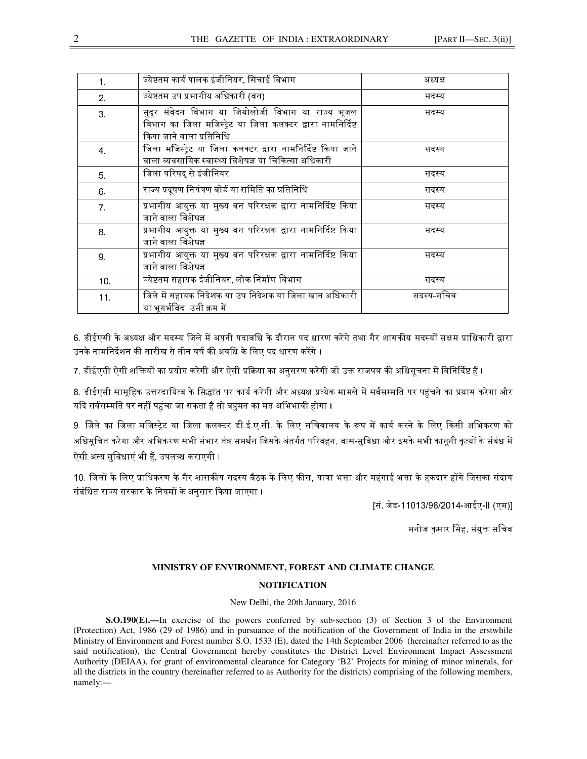| 1. | ज्येष्ठतम कार्य पालक इंजीनियर, सिंचाई विभाग | अध्यक्ष |
|---|---|---|
| 2. | ज्येष्ठतम उप प्रभागीय अधिकारी (वन) | सदस्य |
| 3. | सुदूर संवेदन विभाग या जियोलोजी विभाग या राज्य भूजल विभाग का जिला मजिस्ट्रेट या जिला कलक्टर द्वारा नामनिर्दिष्ट किया जाने वाला प्रतिनिधि | सदस्य |
| 4. | जिला मजिस्ट्रेट या जिला कलक्टर द्वारा नामनिर्दिष्ट किया जाने वाला व्यवसायिक स्वास्थ्य विशेषज्ञ या चिकित्सा अधिकारी | सदस्य |
| 5. | जिला परिषद् से इंजीनियर | सदस्य |
| 6. | राज्य प्रदूषण नियंत्रण बोर्ड या समिति का प्रतिनिधि | सदस्य |
| 7. | प्रभागीय आयुक्त या मुख्य वन परिरक्षक द्वारा नामनिर्दिष्ट किया जाने वाला विशेषज्ञ | सदस्य |
| 8. | प्रभागीय आयुक्त या मुख्य वन परिरक्षक द्वारा नामनिर्दिष्ट किया जाने वाला विशेषज्ञ | सदस्य |
| 9. | प्रभागीय आयुक्त या मुख्य वन परिरक्षक द्वारा नामनिर्दिष्ट किया जाने वाला विशेषज्ञ | सदस्य |
| 10. | ज्येष्ठतम सहायक इंजीनियर, लोक निर्माण विभाग | सदस्य |
| 11. | जिले में सहायक निदेशक या उप निदेशक या जिला खान अधिकारी या भूगर्भविद, उसी क्रम में | सदस्य-सचिव |

6. डीईएसी के अध्यक्ष और सदस्य जिले में अपनी पदावधि के दौरान पद धारण करेंगे तथा गैर शासकीय सदस्यों सक्षम प्राधिकारी द्वारा उनके नामनिर्देशन की तारीख से तीन वर्ष की अवधि के लिए पद धारण करेंगे।

7. डीईएसी ऐसी शक्तियों का प्रयोग करेगी और ऐसी प्रक्रिया का अनुसरण करेगी जो उक्त राजपत्र की अधिसूचना में विनिर्दिष्ट हैं।

8. डीईएसी सामूहिक उत्तरदायित्व के सिद्धांत पर कार्य करेगी और अध्यक्ष प्रत्येक मामले में सर्वसम्मति पर पहुंचने का प्रयास करेगा और यदि सर्वसम्मति पर नहीं पहुंचा जा सकता है तो बहुमत का मत अभिभावी होगा।

9. जिले का जिला मजिस्ट्रेट या जिला कलक्टर डी.ई.ए.सी. के लिए सचिवालय के रूप में कार्य करने के लिए किसी अभिकरण को अधिसूचित करेगा और अभिकरण सभी संभार तंत्र समर्थन जिसके अंतर्गत परिवहन, वास-सुविधा और इसके सभी कानूनी कृत्यों के संबंध में ऐसी अन्य सुविधाएं भी हैं, उपलब्ध कराएगी।

10. जिलों के लिए प्राधिकरण के गैर शासकीय सदस्य बैठक के लिए फीस, यात्रा भत्ता और महंगाई भत्ता के हकदार होंगे जिसका संदाय संबंधित राज्य सरकार के नियमों के अनुसार किया जाएगा।

[सं. जेड-11013/98/2014-आईए-II (एम)]

मनोज कुमार सिंह, संयुक्त सचिव

**MINISTRY OF ENVIRONMENT, FOREST AND CLIMATE CHANGE**

**NOTIFICATION**

New Delhi, the 20th January, 2016

**S.O.190(E).—**In exercise of the powers conferred by sub-section (3) of Section 3 of the Environment (Protection) Act, 1986 (29 of 1986) and in pursuance of the notification of the Government of India in the erstwhile Ministry of Environment and Forest number S.O. 1533 (E), dated the 14th September 2006 (hereinafter referred to as the said notification), the Central Government hereby constitutes the District Level Environment Impact Assessment Authority (DEIAA), for grant of environmental clearance for Category 'B2' Projects for mining of minor minerals, for all the districts in the country (hereinafter referred to as Authority for the districts) comprising of the following members, namely:—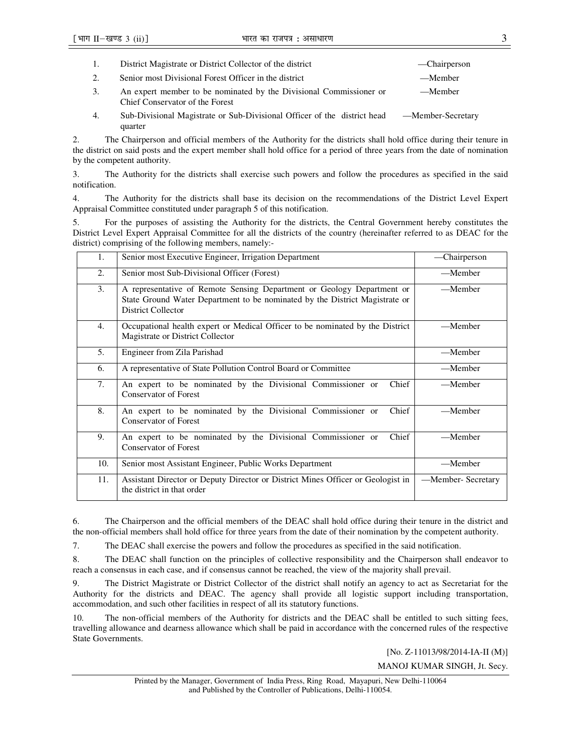| | | |
|---|---|---|
| 1. | District Magistrate or District Collector of the district | —Chairperson |
| 2. | Senior most Divisional Forest Officer in the district | —Member |
| 3. | An expert member to be nominated by the Divisional Commissioner or Chief Conservator of the Forest | —Member |
| 4. | Sub-Divisional Magistrate or Sub-Divisional Officer of the district head quarter | —Member-Secretary |

2. The Chairperson and official members of the Authority for the districts shall hold office during their tenure in the district on said posts and the expert member shall hold office for a period of three years from the date of nomination by the competent authority.

3. The Authority for the districts shall exercise such powers and follow the procedures as specified in the said notification.

4. The Authority for the districts shall base its decision on the recommendations of the District Level Expert Appraisal Committee constituted under paragraph 5 of this notification.

5. For the purposes of assisting the Authority for the districts, the Central Government hereby constitutes the District Level Expert Appraisal Committee for all the districts of the country (hereinafter referred to as DEAC for the district) comprising of the following members, namely:-

| | | |
|---|---|---|
| 1. | Senior most Executive Engineer, Irrigation Department | —Chairperson |
| 2. | Senior most Sub-Divisional Officer (Forest) | —Member |
| 3. | A representative of Remote Sensing Department or Geology Department or State Ground Water Department to be nominated by the District Magistrate or District Collector | —Member |
| 4. | Occupational health expert or Medical Officer to be nominated by the District Magistrate or District Collector | —Member |
| 5. | Engineer from Zila Parishad | —Member |
| 6. | A representative of State Pollution Control Board or Committee | —Member |
| 7. | An expert to be nominated by the Divisional Commissioner or Chief Conservator of Forest | —Member |
| 8. | An expert to be nominated by the Divisional Commissioner or Chief Conservator of Forest | —Member |
| 9. | An expert to be nominated by the Divisional Commissioner or Chief Conservator of Forest | —Member |
| 10. | Senior most Assistant Engineer, Public Works Department | —Member |
| 11. | Assistant Director or Deputy Director or District Mines Officer or Geologist in the district in that order | —Member- Secretary |

6. The Chairperson and the official members of the DEAC shall hold office during their tenure in the district and the non-official members shall hold office for three years from the date of their nomination by the competent authority.

7. The DEAC shall exercise the powers and follow the procedures as specified in the said notification.

8. The DEAC shall function on the principles of collective responsibility and the Chairperson shall endeavor to reach a consensus in each case, and if consensus cannot be reached, the view of the majority shall prevail.

9. The District Magistrate or District Collector of the district shall notify an agency to act as Secretariat for the Authority for the districts and DEAC. The agency shall provide all logistic support including transportation, accommodation, and such other facilities in respect of all its statutory functions.

10. The non-official members of the Authority for districts and the DEAC shall be entitled to such sitting fees, travelling allowance and dearness allowance which shall be paid in accordance with the concerned rules of the respective State Governments.

[No. Z-11013/98/2014-IA-II (M)]

MANOJ KUMAR SINGH, Jt. Secy.

Printed by the Manager, Government of India Press, Ring Road, Mayapuri, New Delhi-110064 and Published by the Controller of Publications, Delhi-110054.